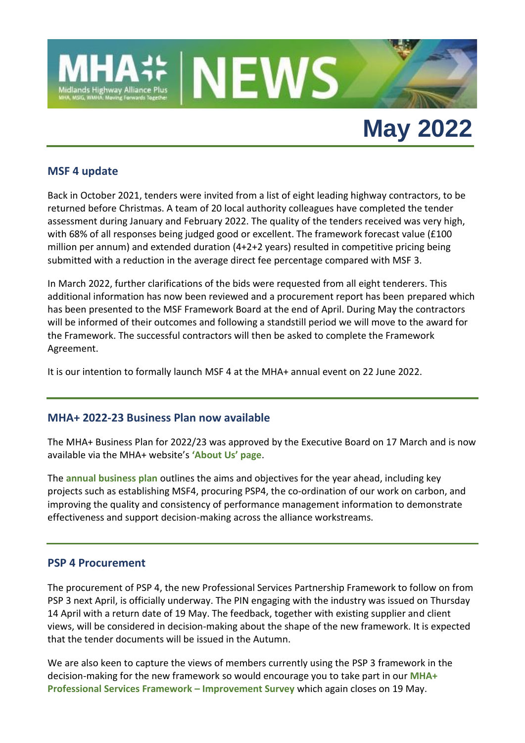# MHA+ NEWS

Midlands Highway Alliance Plus
MHA, MSIG, WMHA: Moving Forwards Together

**May 2022**

## MSF 4 update

Back in October 2021, tenders were invited from a list of eight leading highway contractors, to be returned before Christmas. A team of 20 local authority colleagues have completed the tender assessment during January and February 2022. The quality of the tenders received was very high, with 68% of all responses being judged good or excellent. The framework forecast value (£100 million per annum) and extended duration (4+2+2 years) resulted in competitive pricing being submitted with a reduction in the average direct fee percentage compared with MSF 3.

In March 2022, further clarifications of the bids were requested from all eight tenderers. This additional information has now been reviewed and a procurement report has been prepared which has been presented to the MSF Framework Board at the end of April. During May the contractors will be informed of their outcomes and following a standstill period we will move to the award for the Framework. The successful contractors will then be asked to complete the Framework Agreement.

It is our intention to formally launch MSF 4 at the MHA+ annual event on 22 June 2022.

## MHA+ 2022-23 Business Plan now available

The MHA+ Business Plan for 2022/23 was approved by the Executive Board on 17 March and is now available via the MHA+ website's **'About Us' page**.

The **annual business plan** outlines the aims and objectives for the year ahead, including key projects such as establishing MSF4, procuring PSP4, the co-ordination of our work on carbon, and improving the quality and consistency of performance management information to demonstrate effectiveness and support decision-making across the alliance workstreams.

## PSP 4 Procurement

The procurement of PSP 4, the new Professional Services Partnership Framework to follow on from PSP 3 next April, is officially underway. The PIN engaging with the industry was issued on Thursday 14 April with a return date of 19 May. The feedback, together with existing supplier and client views, will be considered in decision-making about the shape of the new framework. It is expected that the tender documents will be issued in the Autumn.

We are also keen to capture the views of members currently using the PSP 3 framework in the decision-making for the new framework so would encourage you to take part in our **MHA+ Professional Services Framework – Improvement Survey** which again closes on 19 May.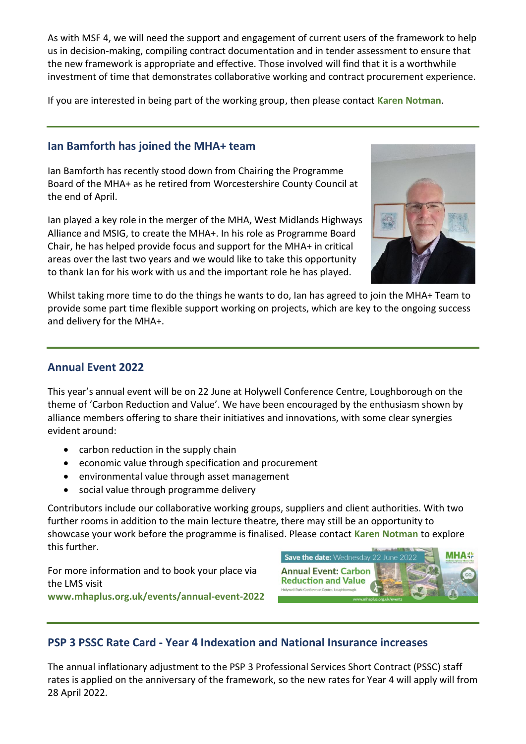As with MSF 4, we will need the support and engagement of current users of the framework to help us in decision-making, compiling contract documentation and in tender assessment to ensure that the new framework is appropriate and effective. Those involved will find that it is a worthwhile investment of time that demonstrates collaborative working and contract procurement experience.

If you are interested in being part of the working group, then please contact **Karen Notman**.

---

## Ian Bamforth has joined the MHA+ team

Ian Bamforth has recently stood down from Chairing the Programme Board of the MHA+ as he retired from Worcestershire County Council at the end of April.

Ian played a key role in the merger of the MHA, West Midlands Highways Alliance and MSIG, to create the MHA+. In his role as Programme Board Chair, he has helped provide focus and support for the MHA+ in critical areas over the last two years and we would like to take this opportunity to thank Ian for his work with us and the important role he has played.

Whilst taking more time to do the things he wants to do, Ian has agreed to join the MHA+ Team to provide some part time flexible support working on projects, which are key to the ongoing success and delivery for the MHA+.

---

## Annual Event 2022

This year's annual event will be on 22 June at Holywell Conference Centre, Loughborough on the theme of 'Carbon Reduction and Value'. We have been encouraged by the enthusiasm shown by alliance members offering to share their initiatives and innovations, with some clear synergies evident around:

- carbon reduction in the supply chain
- economic value through specification and procurement
- environmental value through asset management
- social value through programme delivery

Contributors include our collaborative working groups, suppliers and client authorities. With two further rooms in addition to the main lecture theatre, there may still be an opportunity to showcase your work before the programme is finalised. Please contact **Karen Notman** to explore this further.

For more information and to book your place via the LMS visit **www.mhaplus.org.uk/events/annual-event-2022**

---

## PSP 3 PSSC Rate Card - Year 4 Indexation and National Insurance increases

The annual inflationary adjustment to the PSP 3 Professional Services Short Contract (PSSC) staff rates is applied on the anniversary of the framework, so the new rates for Year 4 will apply will from 28 April 2022.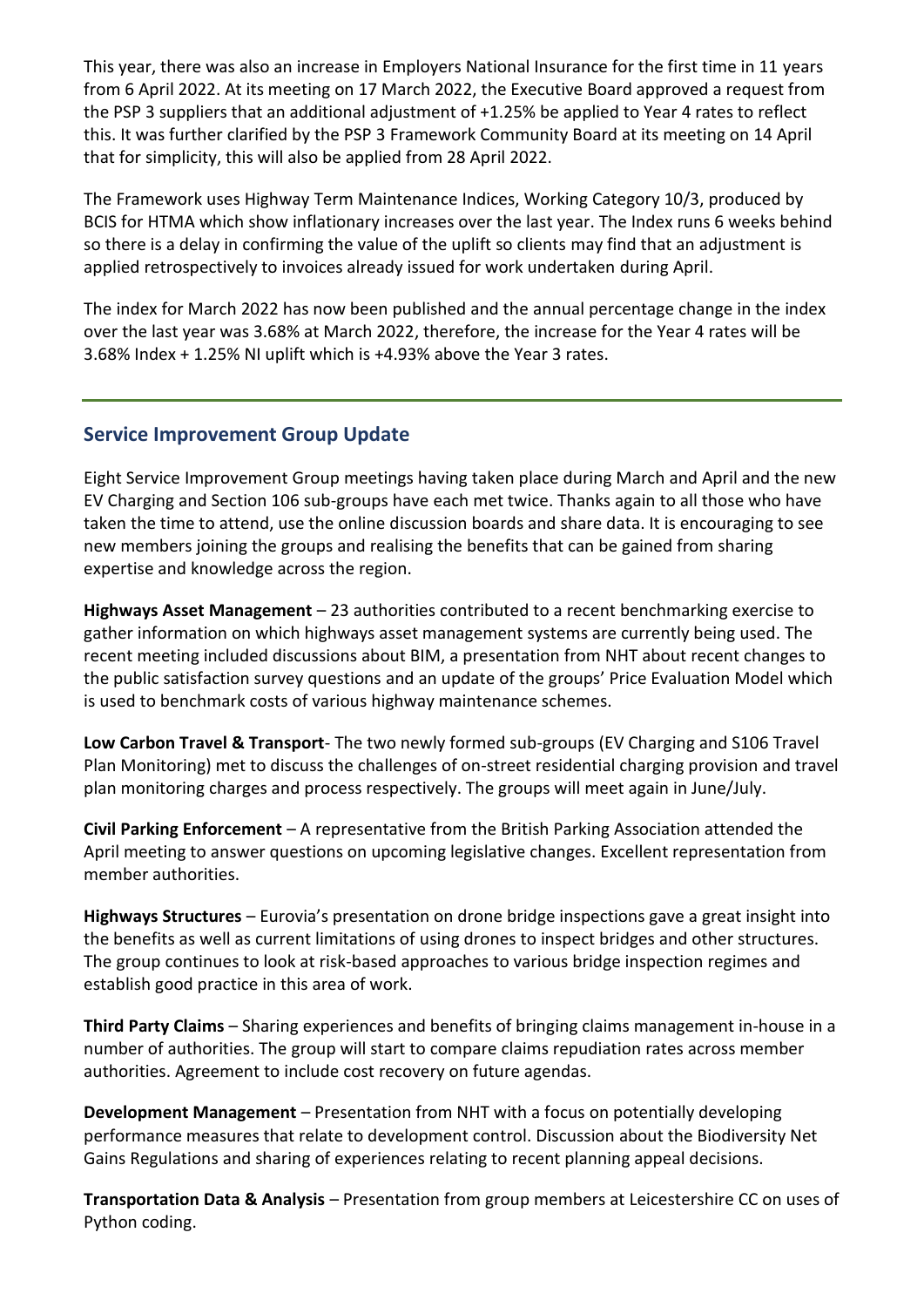This year, there was also an increase in Employers National Insurance for the first time in 11 years from 6 April 2022. At its meeting on 17 March 2022, the Executive Board approved a request from the PSP 3 suppliers that an additional adjustment of +1.25% be applied to Year 4 rates to reflect this. It was further clarified by the PSP 3 Framework Community Board at its meeting on 14 April that for simplicity, this will also be applied from 28 April 2022.

The Framework uses Highway Term Maintenance Indices, Working Category 10/3, produced by BCIS for HTMA which show inflationary increases over the last year. The Index runs 6 weeks behind so there is a delay in confirming the value of the uplift so clients may find that an adjustment is applied retrospectively to invoices already issued for work undertaken during April.

The index for March 2022 has now been published and the annual percentage change in the index over the last year was 3.68% at March 2022, therefore, the increase for the Year 4 rates will be 3.68% Index + 1.25% NI uplift which is +4.93% above the Year 3 rates.

---

## Service Improvement Group Update

Eight Service Improvement Group meetings having taken place during March and April and the new EV Charging and Section 106 sub-groups have each met twice. Thanks again to all those who have taken the time to attend, use the online discussion boards and share data. It is encouraging to see new members joining the groups and realising the benefits that can be gained from sharing expertise and knowledge across the region.

**Highways Asset Management** – 23 authorities contributed to a recent benchmarking exercise to gather information on which highways asset management systems are currently being used. The recent meeting included discussions about BIM, a presentation from NHT about recent changes to the public satisfaction survey questions and an update of the groups' Price Evaluation Model which is used to benchmark costs of various highway maintenance schemes.

**Low Carbon Travel & Transport**- The two newly formed sub-groups (EV Charging and S106 Travel Plan Monitoring) met to discuss the challenges of on-street residential charging provision and travel plan monitoring charges and process respectively. The groups will meet again in June/July.

**Civil Parking Enforcement** – A representative from the British Parking Association attended the April meeting to answer questions on upcoming legislative changes. Excellent representation from member authorities.

**Highways Structures** – Eurovia's presentation on drone bridge inspections gave a great insight into the benefits as well as current limitations of using drones to inspect bridges and other structures. The group continues to look at risk-based approaches to various bridge inspection regimes and establish good practice in this area of work.

**Third Party Claims** – Sharing experiences and benefits of bringing claims management in-house in a number of authorities. The group will start to compare claims repudiation rates across member authorities. Agreement to include cost recovery on future agendas.

**Development Management** – Presentation from NHT with a focus on potentially developing performance measures that relate to development control. Discussion about the Biodiversity Net Gains Regulations and sharing of experiences relating to recent planning appeal decisions.

**Transportation Data & Analysis** – Presentation from group members at Leicestershire CC on uses of Python coding.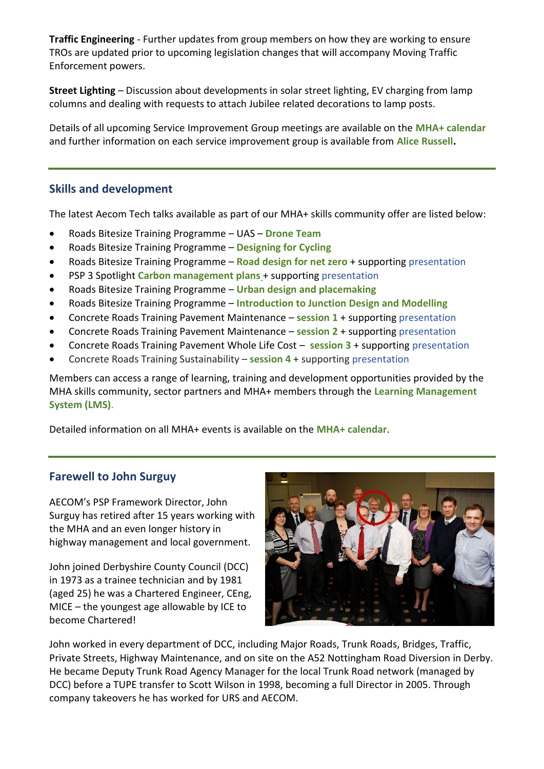**Traffic Engineering** - Further updates from group members on how they are working to ensure TROs are updated prior to upcoming legislation changes that will accompany Moving Traffic Enforcement powers.

**Street Lighting** – Discussion about developments in solar street lighting, EV charging from lamp columns and dealing with requests to attach Jubilee related decorations to lamp posts.

Details of all upcoming Service Improvement Group meetings are available on the **MHA+ calendar** and further information on each service improvement group is available from **Alice Russell.**

## Skills and development

The latest Aecom Tech talks available as part of our MHA+ skills community offer are listed below:

- Roads Bitesize Training Programme – UAS – **Drone Team**
- Roads Bitesize Training Programme – **Designing for Cycling**
- Roads Bitesize Training Programme – **Road design for net zero** + supporting presentation
- PSP 3 Spotlight **Carbon management plans** + supporting presentation
- Roads Bitesize Training Programme – **Urban design and placemaking**
- Roads Bitesize Training Programme – **Introduction to Junction Design and Modelling**
- Concrete Roads Training Pavement Maintenance – **session 1** + supporting presentation
- Concrete Roads Training Pavement Maintenance – **session 2** + supporting presentation
- Concrete Roads Training Pavement Whole Life Cost – **session 3** + supporting presentation
- Concrete Roads Training Sustainability – **session 4** + supporting presentation

Members can access a range of learning, training and development opportunities provided by the MHA skills community, sector partners and MHA+ members through the **Learning Management System (LMS)**.

Detailed information on all MHA+ events is available on the **MHA+ calendar**.

## Farewell to John Surguy

AECOM's PSP Framework Director, John Surguy has retired after 15 years working with the MHA and an even longer history in highway management and local government.

John joined Derbyshire County Council (DCC) in 1973 as a trainee technician and by 1981 (aged 25) he was a Chartered Engineer, CEng, MICE – the youngest age allowable by ICE to become Chartered!

John worked in every department of DCC, including Major Roads, Trunk Roads, Bridges, Traffic, Private Streets, Highway Maintenance, and on site on the A52 Nottingham Road Diversion in Derby. He became Deputy Trunk Road Agency Manager for the local Trunk Road network (managed by DCC) before a TUPE transfer to Scott Wilson in 1998, becoming a full Director in 2005. Through company takeovers he has worked for URS and AECOM.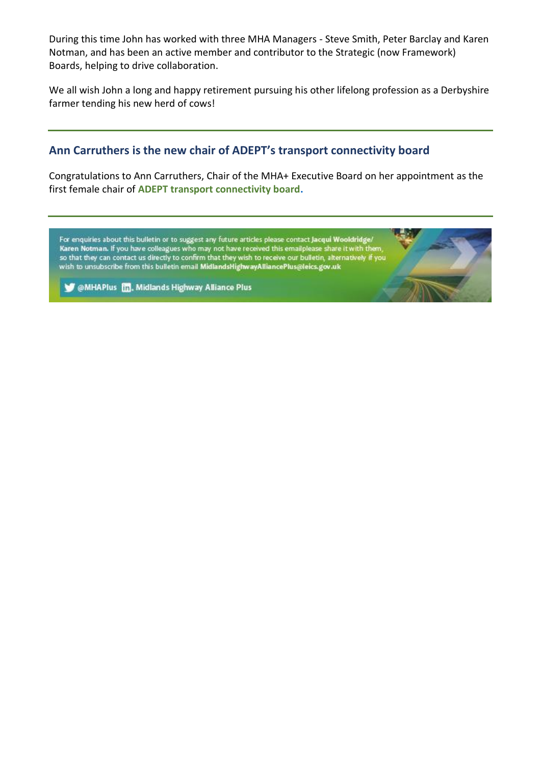During this time John has worked with three MHA Managers - Steve Smith, Peter Barclay and Karen Notman, and has been an active member and contributor to the Strategic (now Framework) Boards, helping to drive collaboration.

We all wish John a long and happy retirement pursuing his other lifelong profession as a Derbyshire farmer tending his new herd of cows!

---

## Ann Carruthers is the new chair of ADEPT's transport connectivity board

Congratulations to Ann Carruthers, Chair of the MHA+ Executive Board on her appointment as the first female chair of **ADEPT transport connectivity board.**

---

For enquiries about this bulletin or to suggest any future articles please contact **Jacqui Wooldridge/ Karen Notman.** If you have colleagues who may not have received this emailplease share it with them, so that they can contact us directly to confirm that they wish to receive our bulletin, alternatively if you wish to unsubscribe from this bulletin email **MidlandsHighwayAlliancePlus@leics.gov.uk**

@MHAPlus Midlands Highway Alliance Plus